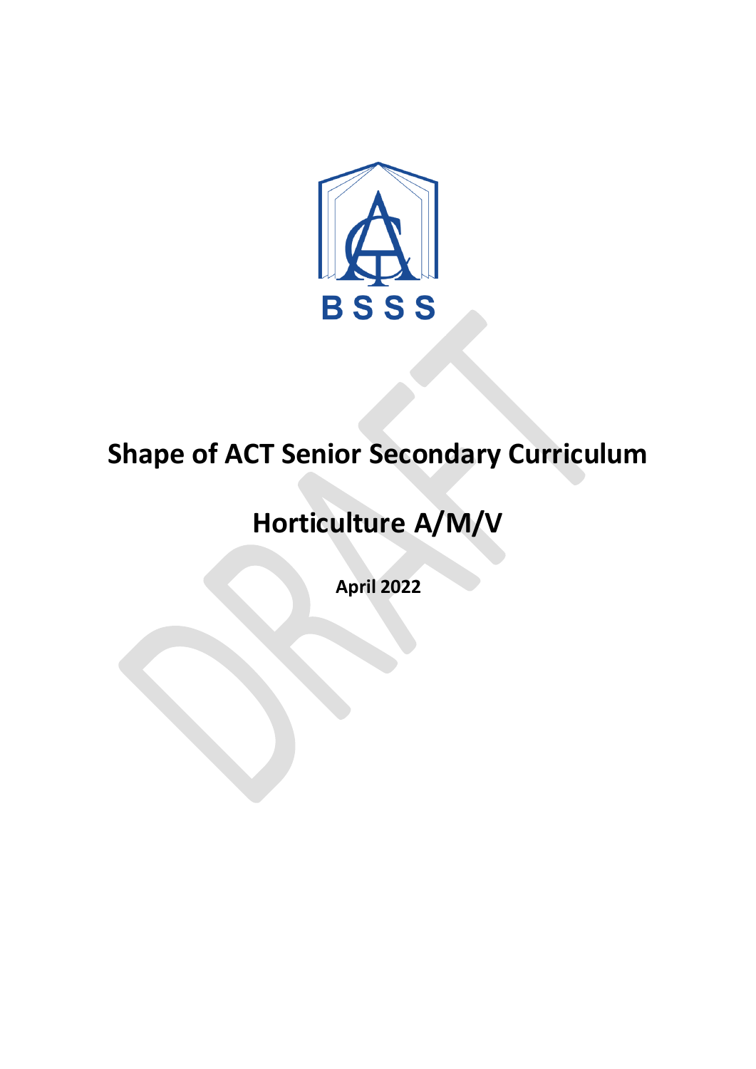BSSS

# Shape of ACT Senior Secondary Curriculum

# Horticulture A/M/V

**April 2022**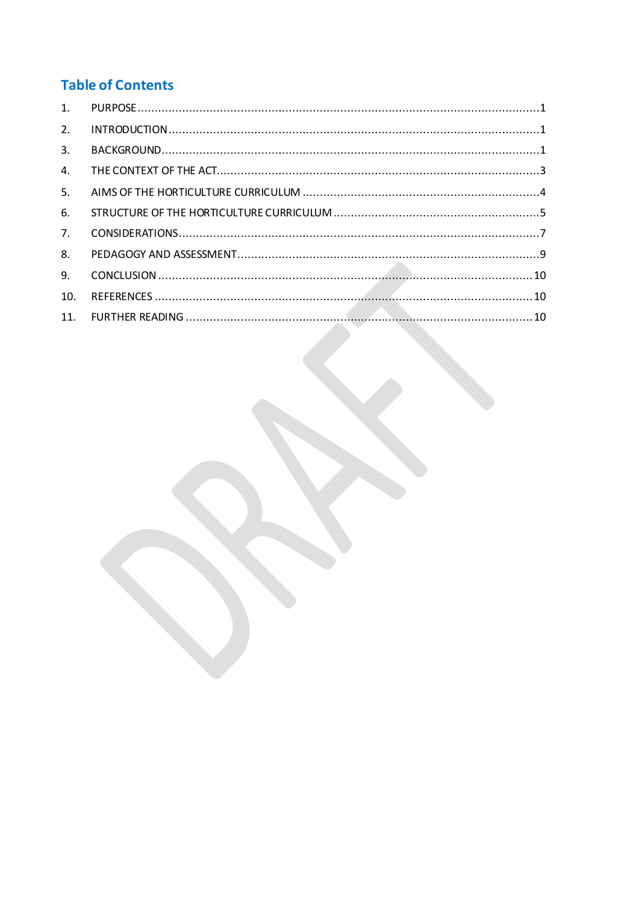## Table of Contents

1. PURPOSE .......... 1
2. INTRODUCTION .......... 1
3. BACKGROUND .......... 1
4. THE CONTEXT OF THE ACT .......... 3
5. AIMS OF THE HORTICULTURE CURRICULUM .......... 4
6. STRUCTURE OF THE HORTICULTURE CURRICULUM .......... 5
7. CONSIDERATIONS .......... 7
8. PEDAGOGY AND ASSESSMENT .......... 9
9. CONCLUSION .......... 10
10. REFERENCES .......... 10
11. FURTHER READING .......... 10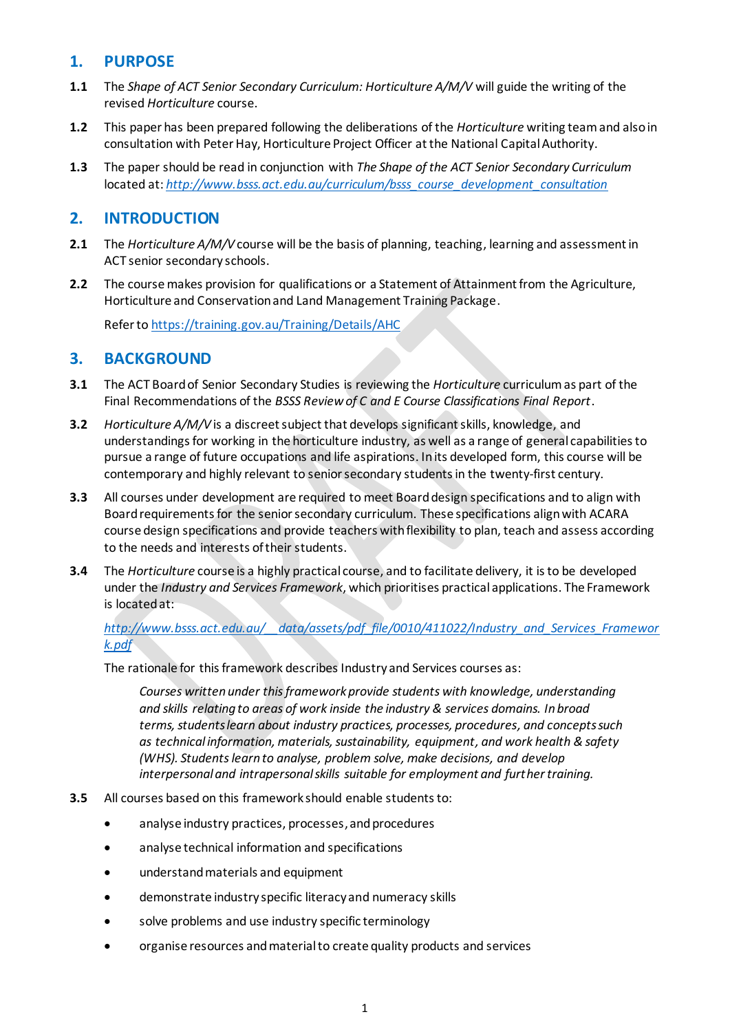## 1. PURPOSE

**1.1** The *Shape of ACT Senior Secondary Curriculum: Horticulture A/M/V* will guide the writing of the revised *Horticulture* course.

**1.2** This paper has been prepared following the deliberations of the *Horticulture* writing team and also in consultation with Peter Hay, Horticulture Project Officer at the National Capital Authority.

**1.3** The paper should be read in conjunction with *The Shape of the ACT Senior Secondary Curriculum* located at: *http://www.bsss.act.edu.au/curriculum/bsss_course_development_consultation*

## 2. INTRODUCTION

**2.1** The *Horticulture A/M/V* course will be the basis of planning, teaching, learning and assessment in ACT senior secondary schools.

**2.2** The course makes provision for qualifications or a Statement of Attainment from the Agriculture, Horticulture and Conservation and Land Management Training Package.

Refer to https://training.gov.au/Training/Details/AHC

## 3. BACKGROUND

**3.1** The ACT Board of Senior Secondary Studies is reviewing the *Horticulture* curriculum as part of the Final Recommendations of the *BSSS Review of C and E Course Classifications Final Report*.

**3.2** *Horticulture A/M/V* is a discreet subject that develops significant skills, knowledge, and understandings for working in the horticulture industry, as well as a range of general capabilities to pursue a range of future occupations and life aspirations. In its developed form, this course will be contemporary and highly relevant to senior secondary students in the twenty-first century.

**3.3** All courses under development are required to meet Board design specifications and to align with Board requirements for the senior secondary curriculum. These specifications align with ACARA course design specifications and provide teachers with flexibility to plan, teach and assess according to the needs and interests of their students.

**3.4** The *Horticulture* course is a highly practical course, and to facilitate delivery, it is to be developed under the *Industry and Services Framework*, which prioritises practical applications. The Framework is located at:

*http://www.bsss.act.edu.au/__data/assets/pdf_file/0010/411022/Industry_and_Services_Framework.pdf*

The rationale for this framework describes Industry and Services courses as:

> *Courses written under this framework provide students with knowledge, understanding and skills relating to areas of work inside the industry & services domains. In broad terms, students learn about industry practices, processes, procedures, and concepts such as technical information, materials, sustainability, equipment, and work health & safety (WHS). Students learn to analyse, problem solve, make decisions, and develop interpersonal and intrapersonal skills suitable for employment and further training.*

**3.5** All courses based on this framework should enable students to:

- analyse industry practices, processes, and procedures
- analyse technical information and specifications
- understand materials and equipment
- demonstrate industry specific literacy and numeracy skills
- solve problems and use industry specific terminology
- organise resources and material to create quality products and services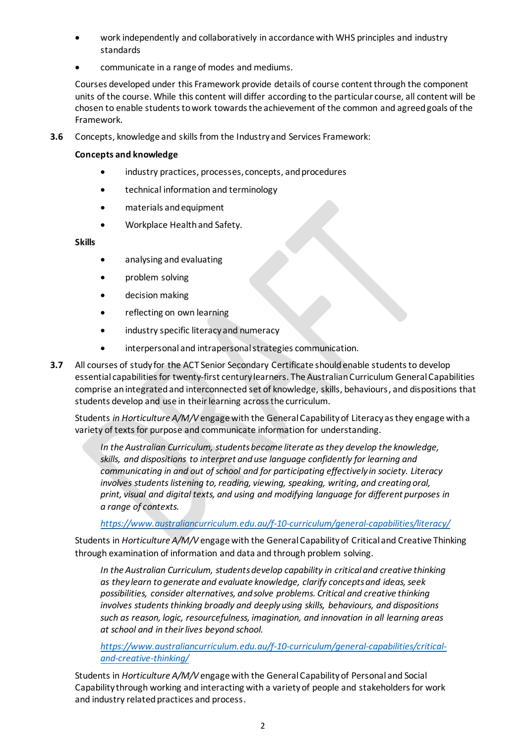- work independently and collaboratively in accordance with WHS principles and industry standards
- communicate in a range of modes and mediums.

Courses developed under this Framework provide details of course content through the component units of the course. While this content will differ according to the particular course, all content will be chosen to enable students to work towards the achievement of the common and agreed goals of the Framework.

**3.6** Concepts, knowledge and skills from the Industry and Services Framework:

**Concepts and knowledge**

- industry practices, processes, concepts, and procedures
- technical information and terminology
- materials and equipment
- Workplace Health and Safety.

**Skills**

- analysing and evaluating
- problem solving
- decision making
- reflecting on own learning
- industry specific literacy and numeracy
- interpersonal and intrapersonal strategies communication.

**3.7** All courses of study for the ACT Senior Secondary Certificate should enable students to develop essential capabilities for twenty-first century learners. The Australian Curriculum General Capabilities comprise an integrated and interconnected set of knowledge, skills, behaviours, and dispositions that students develop and use in their learning across the curriculum.

Students *in Horticulture A/M/V* engage with the General Capability of Literacy as they engage with a variety of texts for purpose and communicate information for understanding.

> *In the Australian Curriculum, students become literate as they develop the knowledge, skills, and dispositions to interpret and use language confidently for learning and communicating in and out of school and for participating effectively in society. Literacy involves students listening to, reading, viewing, speaking, writing, and creating oral, print, visual and digital texts, and using and modifying language for different purposes in a range of contexts.*
>
> *https://www.australiancurriculum.edu.au/f-10-curriculum/general-capabilities/literacy/*

Students in *Horticulture A/M/V* engage with the General Capability of Critical and Creative Thinking through examination of information and data and through problem solving.

> *In the Australian Curriculum, students develop capability in critical and creative thinking as they learn to generate and evaluate knowledge, clarify concepts and ideas, seek possibilities, consider alternatives, and solve problems. Critical and creative thinking involves students thinking broadly and deeply using skills, behaviours, and dispositions such as reason, logic, resourcefulness, imagination, and innovation in all learning areas at school and in their lives beyond school.*
>
> *https://www.australiancurriculum.edu.au/f-10-curriculum/general-capabilities/critical-and-creative-thinking/*

Students in *Horticulture A/M/V* engage with the General Capability of Personal and Social Capability through working and interacting with a variety of people and stakeholders for work and industry related practices and process.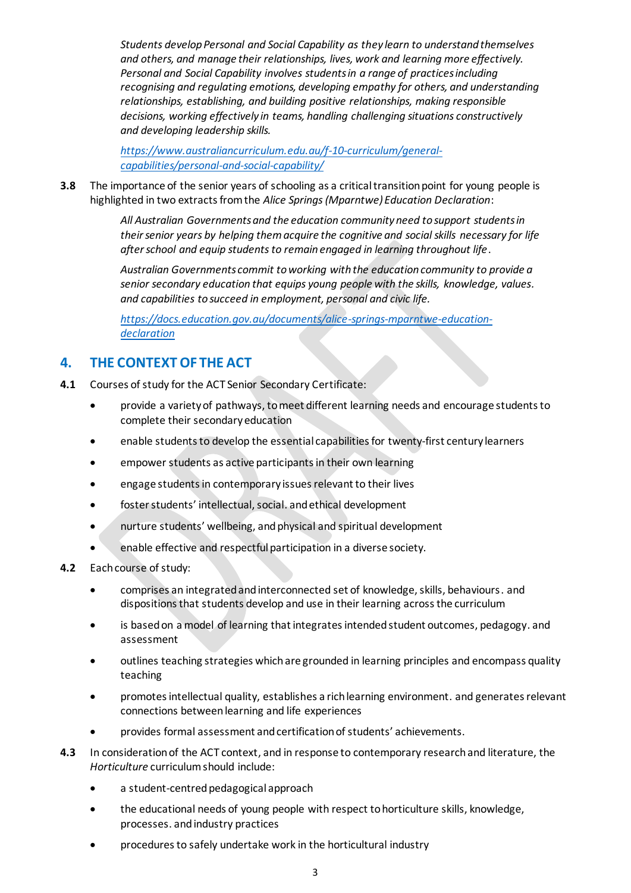*Students develop Personal and Social Capability as they learn to understand themselves and others, and manage their relationships, lives, work and learning more effectively. Personal and Social Capability involves students in a range of practices including recognising and regulating emotions, developing empathy for others, and understanding relationships, establishing, and building positive relationships, making responsible decisions, working effectively in teams, handling challenging situations constructively and developing leadership skills.*

[https://www.australiancurriculum.edu.au/f-10-curriculum/general-capabilities/personal-and-social-capability/](https://www.australiancurriculum.edu.au/f-10-curriculum/general-capabilities/personal-and-social-capability/)

**3.8** The importance of the senior years of schooling as a critical transition point for young people is highlighted in two extracts from the *Alice Springs (Mparntwe) Education Declaration*:

*All Australian Governments and the education community need to support students in their senior years by helping them acquire the cognitive and social skills necessary for life after school and equip students to remain engaged in learning throughout life.*

*Australian Governments commit to working with the education community to provide a senior secondary education that equips young people with the skills, knowledge, values. and capabilities to succeed in employment, personal and civic life.*

[https://docs.education.gov.au/documents/alice-springs-mparntwe-education-declaration](https://docs.education.gov.au/documents/alice-springs-mparntwe-education-declaration)

## 4. THE CONTEXT OF THE ACT

**4.1** Courses of study for the ACT Senior Secondary Certificate:

- provide a variety of pathways, to meet different learning needs and encourage students to complete their secondary education
- enable students to develop the essential capabilities for twenty-first century learners
- empower students as active participants in their own learning
- engage students in contemporary issues relevant to their lives
- foster students' intellectual, social. and ethical development
- nurture students' wellbeing, and physical and spiritual development
- enable effective and respectful participation in a diverse society.

**4.2** Each course of study:

- comprises an integrated and interconnected set of knowledge, skills, behaviours. and dispositions that students develop and use in their learning across the curriculum
- is based on a model of learning that integrates intended student outcomes, pedagogy. and assessment
- outlines teaching strategies which are grounded in learning principles and encompass quality teaching
- promotes intellectual quality, establishes a rich learning environment. and generates relevant connections between learning and life experiences
- provides formal assessment and certification of students' achievements.

**4.3** In consideration of the ACT context, and in response to contemporary research and literature, the *Horticulture* curriculum should include:

- a student-centred pedagogical approach
- the educational needs of young people with respect to horticulture skills, knowledge, processes. and industry practices
- procedures to safely undertake work in the horticultural industry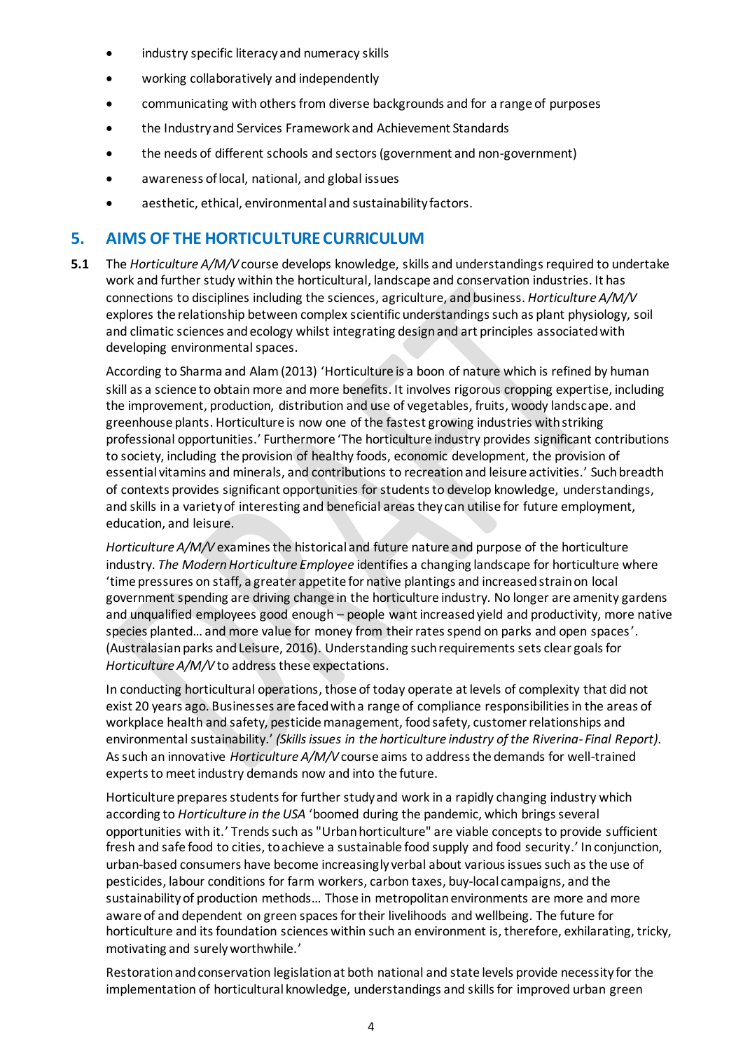- industry specific literacy and numeracy skills
- working collaboratively and independently
- communicating with others from diverse backgrounds and for a range of purposes
- the Industry and Services Framework and Achievement Standards
- the needs of different schools and sectors (government and non-government)
- awareness of local, national, and global issues
- aesthetic, ethical, environmental and sustainability factors.

## 5. AIMS OF THE HORTICULTURE CURRICULUM

**5.1** The *Horticulture A/M/V* course develops knowledge, skills and understandings required to undertake work and further study within the horticultural, landscape and conservation industries. It has connections to disciplines including the sciences, agriculture, and business. *Horticulture A/M/V* explores the relationship between complex scientific understandings such as plant physiology, soil and climatic sciences and ecology whilst integrating design and art principles associated with developing environmental spaces.

According to Sharma and Alam (2013) 'Horticulture is a boon of nature which is refined by human skill as a science to obtain more and more benefits. It involves rigorous cropping expertise, including the improvement, production, distribution and use of vegetables, fruits, woody landscape. and greenhouse plants. Horticulture is now one of the fastest growing industries with striking professional opportunities.' Furthermore 'The horticulture industry provides significant contributions to society, including the provision of healthy foods, economic development, the provision of essential vitamins and minerals, and contributions to recreation and leisure activities.' Such breadth of contexts provides significant opportunities for students to develop knowledge, understandings, and skills in a variety of interesting and beneficial areas they can utilise for future employment, education, and leisure.

*Horticulture A/M/V* examines the historical and future nature and purpose of the horticulture industry. *The Modern Horticulture Employee* identifies a changing landscape for horticulture where 'time pressures on staff, a greater appetite for native plantings and increased strain on local government spending are driving change in the horticulture industry. No longer are amenity gardens and unqualified employees good enough – people want increased yield and productivity, more native species planted… and more value for money from their rates spend on parks and open spaces'. (Australasian parks and Leisure, 2016). Understanding such requirements sets clear goals for *Horticulture A/M/V* to address these expectations.

In conducting horticultural operations, those of today operate at levels of complexity that did not exist 20 years ago. Businesses are faced with a range of compliance responsibilities in the areas of workplace health and safety, pesticide management, food safety, customer relationships and environmental sustainability.' *(Skills issues in the horticulture industry of the Riverina- Final Report)*. As such an innovative *Horticulture A/M/V* course aims to address the demands for well-trained experts to meet industry demands now and into the future.

Horticulture prepares students for further study and work in a rapidly changing industry which according to *Horticulture in the USA* 'boomed during the pandemic, which brings several opportunities with it.' Trends such as "Urban horticulture" are viable concepts to provide sufficient fresh and safe food to cities, to achieve a sustainable food supply and food security.' In conjunction, urban-based consumers have become increasingly verbal about various issues such as the use of pesticides, labour conditions for farm workers, carbon taxes, buy-local campaigns, and the sustainability of production methods… Those in metropolitan environments are more and more aware of and dependent on green spaces for their livelihoods and wellbeing. The future for horticulture and its foundation sciences within such an environment is, therefore, exhilarating, tricky, motivating and surely worthwhile.'

Restoration and conservation legislation at both national and state levels provide necessity for the implementation of horticultural knowledge, understandings and skills for improved urban green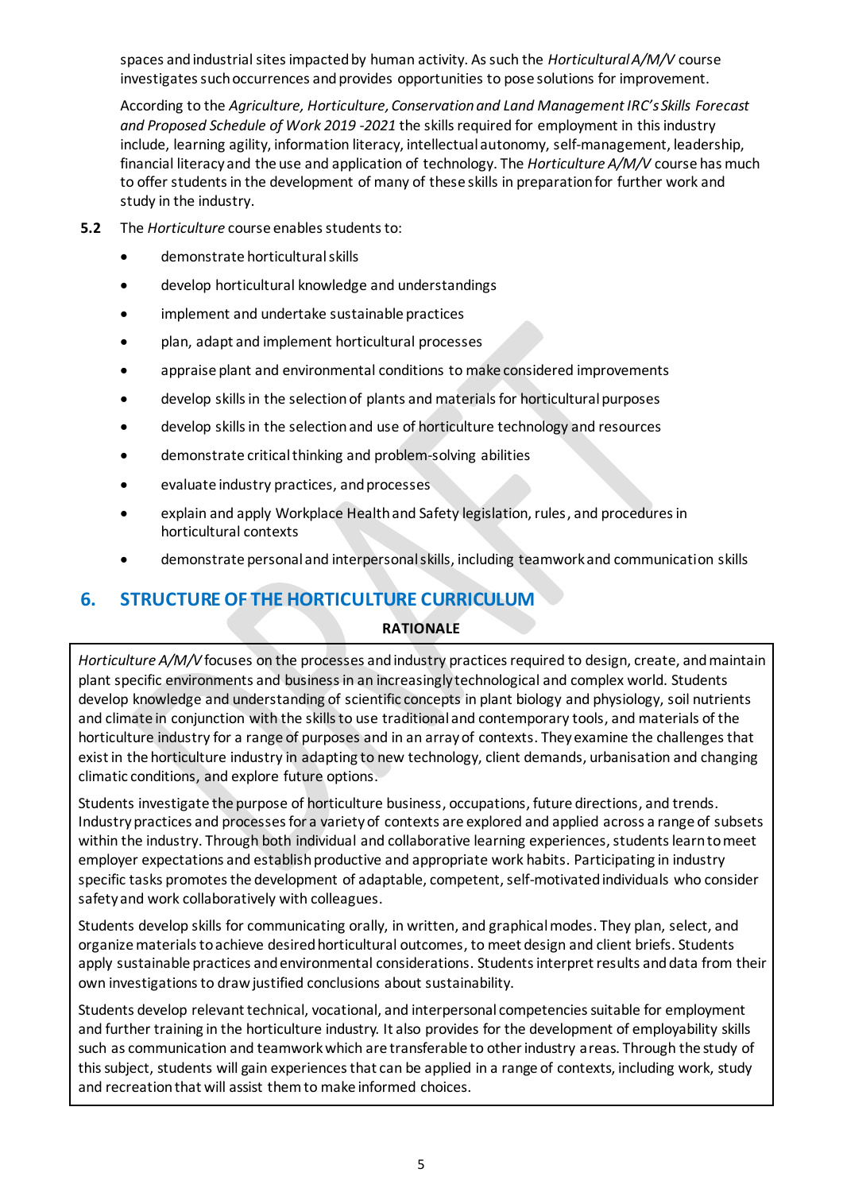spaces and industrial sites impacted by human activity. As such the *Horticultural A/M/V* course investigates such occurrences and provides opportunities to pose solutions for improvement.

According to the *Agriculture, Horticulture, Conservation and Land Management IRC's Skills Forecast and Proposed Schedule of Work 2019 -2021* the skills required for employment in this industry include, learning agility, information literacy, intellectual autonomy, self-management, leadership, financial literacy and the use and application of technology. The *Horticulture A/M/V* course has much to offer students in the development of many of these skills in preparation for further work and study in the industry.

**5.2** The *Horticulture* course enables students to:

- demonstrate horticultural skills
- develop horticultural knowledge and understandings
- implement and undertake sustainable practices
- plan, adapt and implement horticultural processes
- appraise plant and environmental conditions to make considered improvements
- develop skills in the selection of plants and materials for horticultural purposes
- develop skills in the selection and use of horticulture technology and resources
- demonstrate critical thinking and problem-solving abilities
- evaluate industry practices, and processes
- explain and apply Workplace Health and Safety legislation, rules, and procedures in horticultural contexts
- demonstrate personal and interpersonal skills, including teamwork and communication skills

## 6. STRUCTURE OF THE HORTICULTURE CURRICULUM

**RATIONALE**

*Horticulture A/M/V* focuses on the processes and industry practices required to design, create, and maintain plant specific environments and business in an increasingly technological and complex world. Students develop knowledge and understanding of scientific concepts in plant biology and physiology, soil nutrients and climate in conjunction with the skills to use traditional and contemporary tools, and materials of the horticulture industry for a range of purposes and in an array of contexts. They examine the challenges that exist in the horticulture industry in adapting to new technology, client demands, urbanisation and changing climatic conditions, and explore future options.

Students investigate the purpose of horticulture business, occupations, future directions, and trends. Industry practices and processes for a variety of contexts are explored and applied across a range of subsets within the industry. Through both individual and collaborative learning experiences, students learn to meet employer expectations and establish productive and appropriate work habits. Participating in industry specific tasks promotes the development of adaptable, competent, self-motivated individuals who consider safety and work collaboratively with colleagues.

Students develop skills for communicating orally, in written, and graphical modes. They plan, select, and organize materials to achieve desired horticultural outcomes, to meet design and client briefs. Students apply sustainable practices and environmental considerations. Students interpret results and data from their own investigations to draw justified conclusions about sustainability.

Students develop relevant technical, vocational, and interpersonal competencies suitable for employment and further training in the horticulture industry. It also provides for the development of employability skills such as communication and teamwork which are transferable to other industry areas. Through the study of this subject, students will gain experiences that can be applied in a range of contexts, including work, study and recreation that will assist them to make informed choices.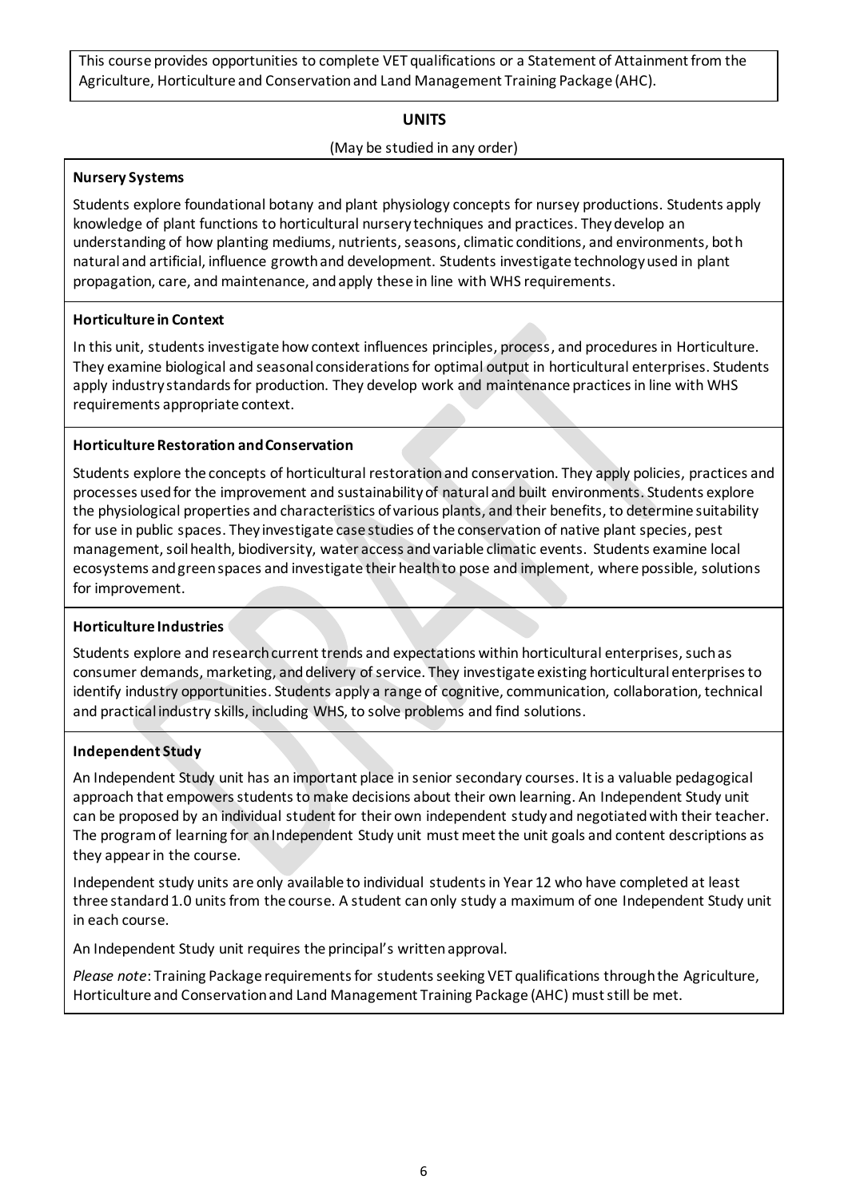This course provides opportunities to complete VET qualifications or a Statement of Attainment from the Agriculture, Horticulture and Conservation and Land Management Training Package (AHC).

## UNITS

(May be studied in any order)

**Nursery Systems**

Students explore foundational botany and plant physiology concepts for nursey productions. Students apply knowledge of plant functions to horticultural nursery techniques and practices. They develop an understanding of how planting mediums, nutrients, seasons, climatic conditions, and environments, both natural and artificial, influence growth and development. Students investigate technology used in plant propagation, care, and maintenance, and apply these in line with WHS requirements.

**Horticulture in Context**

In this unit, students investigate how context influences principles, process, and procedures in Horticulture. They examine biological and seasonal considerations for optimal output in horticultural enterprises. Students apply industry standards for production. They develop work and maintenance practices in line with WHS requirements appropriate context.

**Horticulture Restoration and Conservation**

Students explore the concepts of horticultural restoration and conservation. They apply policies, practices and processes used for the improvement and sustainability of natural and built environments. Students explore the physiological properties and characteristics of various plants, and their benefits, to determine suitability for use in public spaces. They investigate case studies of the conservation of native plant species, pest management, soil health, biodiversity, water access and variable climatic events. Students examine local ecosystems and green spaces and investigate their health to pose and implement, where possible, solutions for improvement.

**Horticulture Industries**

Students explore and research current trends and expectations within horticultural enterprises, such as consumer demands, marketing, and delivery of service. They investigate existing horticultural enterprises to identify industry opportunities. Students apply a range of cognitive, communication, collaboration, technical and practical industry skills, including WHS, to solve problems and find solutions.

**Independent Study**

An Independent Study unit has an important place in senior secondary courses. It is a valuable pedagogical approach that empowers students to make decisions about their own learning. An Independent Study unit can be proposed by an individual student for their own independent study and negotiated with their teacher. The program of learning for an Independent Study unit must meet the unit goals and content descriptions as they appear in the course.

Independent study units are only available to individual students in Year 12 who have completed at least three standard 1.0 units from the course. A student can only study a maximum of one Independent Study unit in each course.

An Independent Study unit requires the principal's written approval.

*Please note*: Training Package requirements for students seeking VET qualifications through the Agriculture, Horticulture and Conservation and Land Management Training Package (AHC) must still be met.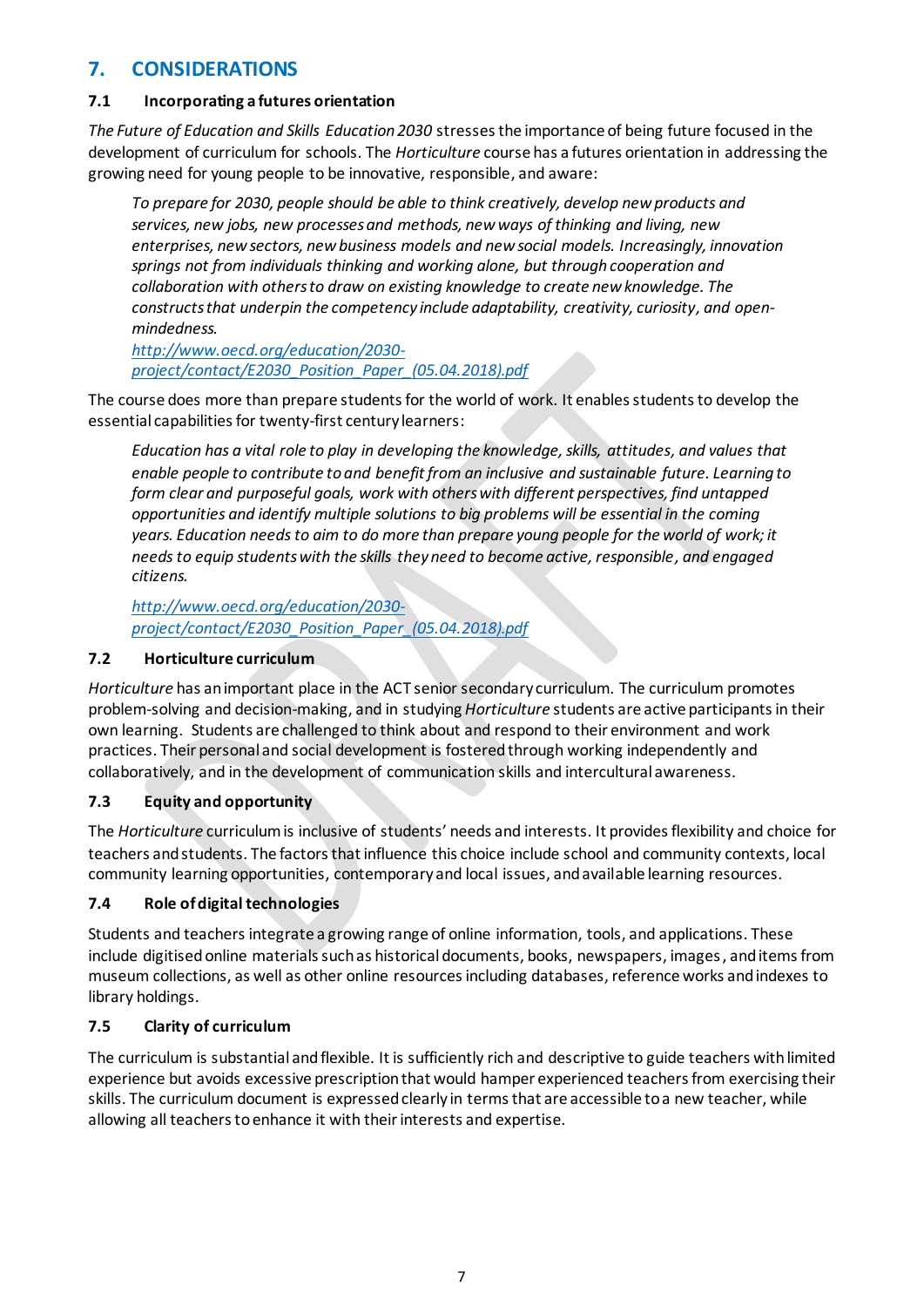## 7. CONSIDERATIONS

### 7.1 Incorporating a futures orientation

*The Future of Education and Skills Education 2030* stresses the importance of being future focused in the development of curriculum for schools. The *Horticulture* course has a futures orientation in addressing the growing need for young people to be innovative, responsible, and aware:

> *To prepare for 2030, people should be able to think creatively, develop new products and services, new jobs, new processes and methods, new ways of thinking and living, new enterprises, new sectors, new business models and new social models. Increasingly, innovation springs not from individuals thinking and working alone, but through cooperation and collaboration with others to draw on existing knowledge to create new knowledge. The constructs that underpin the competency include adaptability, creativity, curiosity, and open-mindedness.*
>
> [http://www.oecd.org/education/2030-project/contact/E2030_Position_Paper_(05.04.2018).pdf](http://www.oecd.org/education/2030-project/contact/E2030_Position_Paper_(05.04.2018).pdf)

The course does more than prepare students for the world of work. It enables students to develop the essential capabilities for twenty-first century learners:

> *Education has a vital role to play in developing the knowledge, skills, attitudes, and values that enable people to contribute to and benefit from an inclusive and sustainable future. Learning to form clear and purposeful goals, work with others with different perspectives, find untapped opportunities and identify multiple solutions to big problems will be essential in the coming years. Education needs to aim to do more than prepare young people for the world of work; it needs to equip students with the skills they need to become active, responsible, and engaged citizens.*
>
> [http://www.oecd.org/education/2030-project/contact/E2030_Position_Paper_(05.04.2018).pdf](http://www.oecd.org/education/2030-project/contact/E2030_Position_Paper_(05.04.2018).pdf)

### 7.2 Horticulture curriculum

*Horticulture* has an important place in the ACT senior secondary curriculum. The curriculum promotes problem-solving and decision-making, and in studying *Horticulture* students are active participants in their own learning. Students are challenged to think about and respond to their environment and work practices. Their personal and social development is fostered through working independently and collaboratively, and in the development of communication skills and intercultural awareness.

### 7.3 Equity and opportunity

The *Horticulture* curriculum is inclusive of students' needs and interests. It provides flexibility and choice for teachers and students. The factors that influence this choice include school and community contexts, local community learning opportunities, contemporary and local issues, and available learning resources.

### 7.4 Role of digital technologies

Students and teachers integrate a growing range of online information, tools, and applications. These include digitised online materials such as historical documents, books, newspapers, images, and items from museum collections, as well as other online resources including databases, reference works and indexes to library holdings.

### 7.5 Clarity of curriculum

The curriculum is substantial and flexible. It is sufficiently rich and descriptive to guide teachers with limited experience but avoids excessive prescription that would hamper experienced teachers from exercising their skills. The curriculum document is expressed clearly in terms that are accessible to a new teacher, while allowing all teachers to enhance it with their interests and expertise.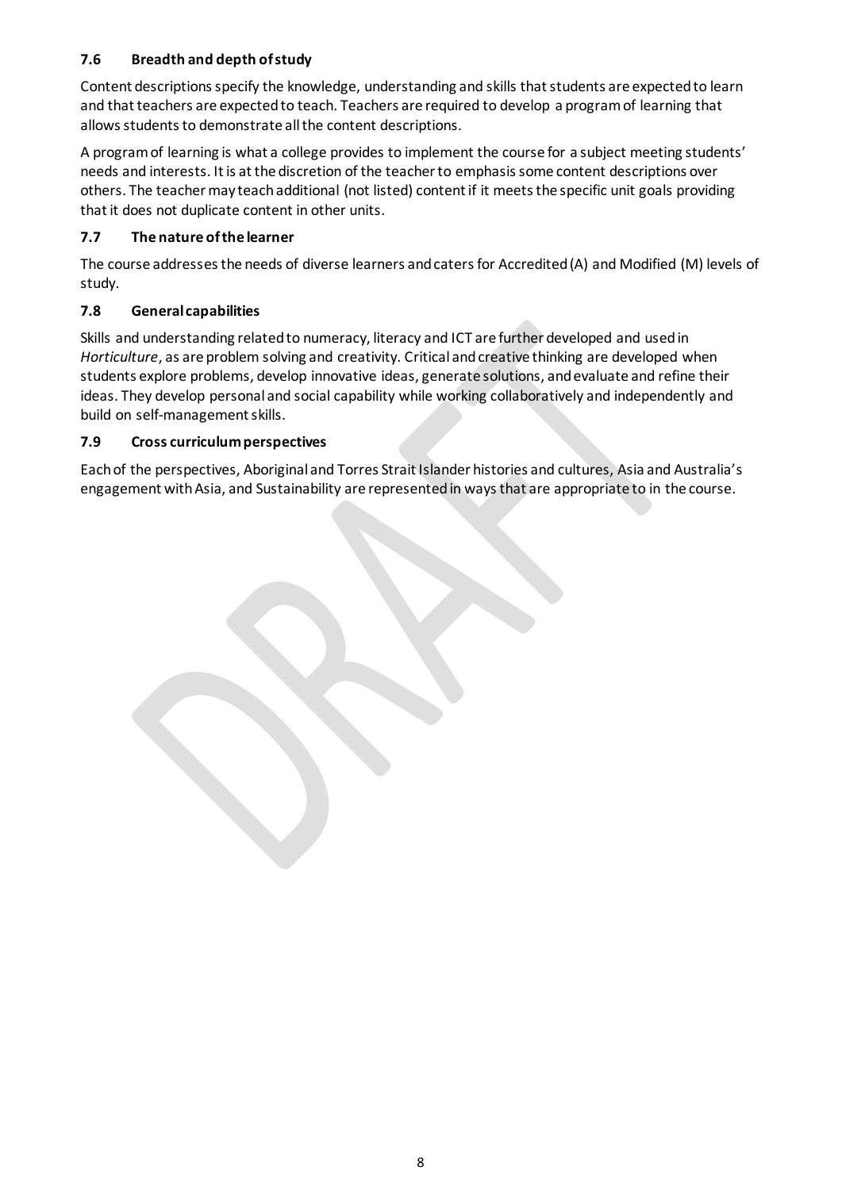### 7.6 Breadth and depth of study

Content descriptions specify the knowledge, understanding and skills that students are expected to learn and that teachers are expected to teach. Teachers are required to develop a program of learning that allows students to demonstrate all the content descriptions.

A program of learning is what a college provides to implement the course for a subject meeting students' needs and interests. It is at the discretion of the teacher to emphasis some content descriptions over others. The teacher may teach additional (not listed) content if it meets the specific unit goals providing that it does not duplicate content in other units.

### 7.7 The nature of the learner

The course addresses the needs of diverse learners and caters for Accredited (A) and Modified (M) levels of study.

### 7.8 General capabilities

Skills and understanding related to numeracy, literacy and ICT are further developed and used in *Horticulture*, as are problem solving and creativity. Critical and creative thinking are developed when students explore problems, develop innovative ideas, generate solutions, and evaluate and refine their ideas. They develop personal and social capability while working collaboratively and independently and build on self-management skills.

### 7.9 Cross curriculum perspectives

Each of the perspectives, Aboriginal and Torres Strait Islander histories and cultures, Asia and Australia's engagement with Asia, and Sustainability are represented in ways that are appropriate to in the course.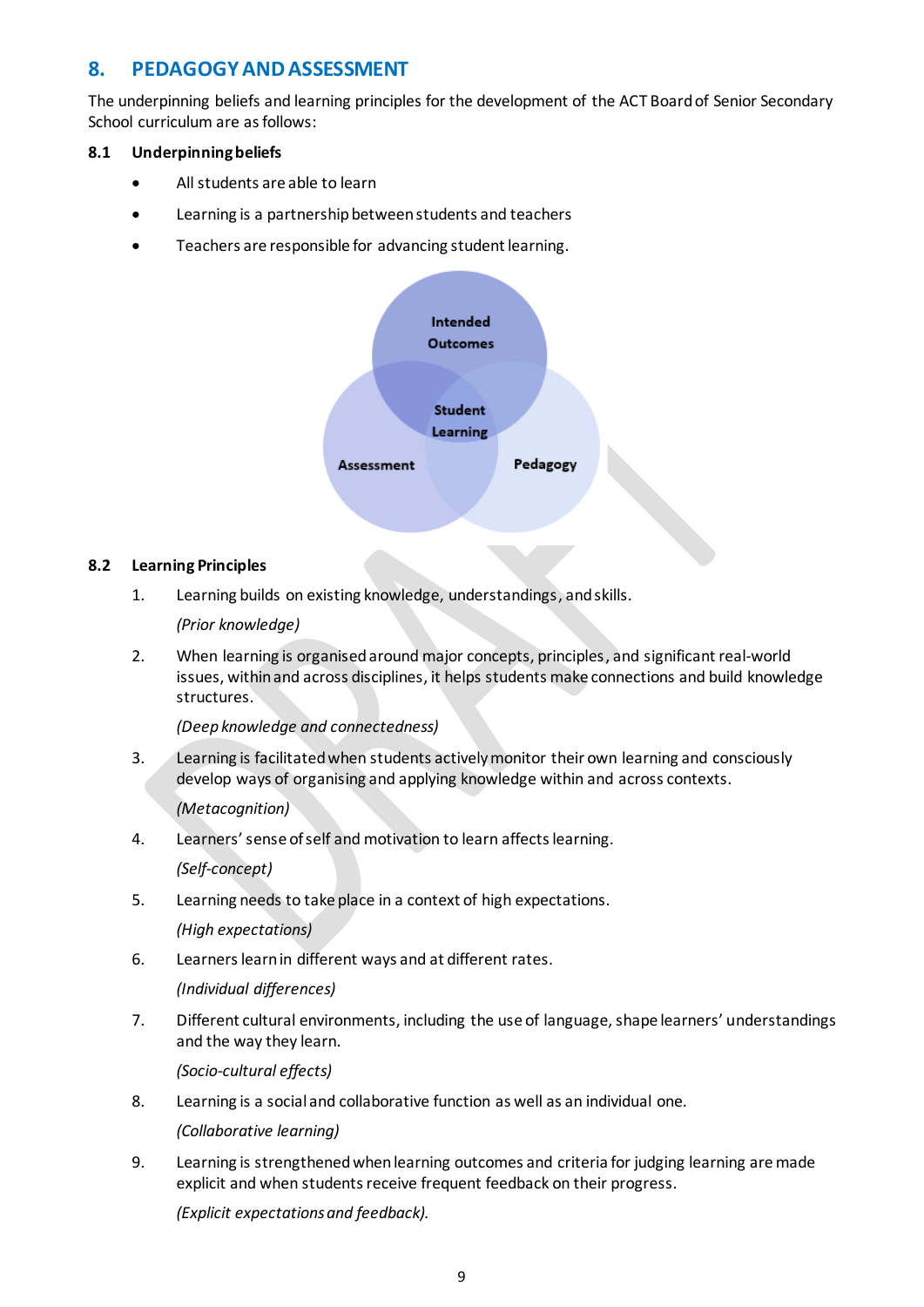## 8. PEDAGOGY AND ASSESSMENT

The underpinning beliefs and learning principles for the development of the ACT Board of Senior Secondary School curriculum are as follows:

### 8.1 Underpinning beliefs

- All students are able to learn
- Learning is a partnership between students and teachers
- Teachers are responsible for advancing student learning.

### 8.2 Learning Principles

1. Learning builds on existing knowledge, understandings, and skills.

   *(Prior knowledge)*

2. When learning is organised around major concepts, principles, and significant real-world issues, within and across disciplines, it helps students make connections and build knowledge structures.

   *(Deep knowledge and connectedness)*

3. Learning is facilitated when students actively monitor their own learning and consciously develop ways of organising and applying knowledge within and across contexts.

   *(Metacognition)*

4. Learners' sense of self and motivation to learn affects learning.

   *(Self-concept)*

5. Learning needs to take place in a context of high expectations.

   *(High expectations)*

6. Learners learn in different ways and at different rates.

   *(Individual differences)*

7. Different cultural environments, including the use of language, shape learners' understandings and the way they learn.

   *(Socio-cultural effects)*

8. Learning is a social and collaborative function as well as an individual one.

   *(Collaborative learning)*

9. Learning is strengthened when learning outcomes and criteria for judging learning are made explicit and when students receive frequent feedback on their progress.

   *(Explicit expectations and feedback).*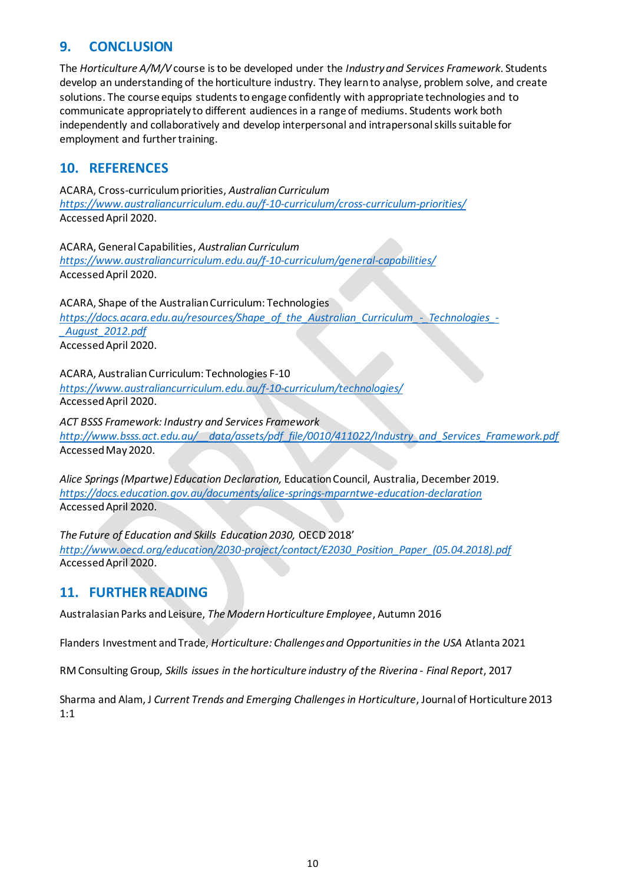## 9. CONCLUSION

The *Horticulture A/M/V* course is to be developed under the *Industry and Services Framework*. Students develop an understanding of the horticulture industry. They learn to analyse, problem solve, and create solutions. The course equips students to engage confidently with appropriate technologies and to communicate appropriately to different audiences in a range of mediums. Students work both independently and collaboratively and develop interpersonal and intrapersonal skills suitable for employment and further training.

## 10. REFERENCES

ACARA, Cross-curriculum priorities, *Australian Curriculum*
https://www.australiancurriculum.edu.au/f-10-curriculum/cross-curriculum-priorities/
Accessed April 2020.

ACARA, General Capabilities, *Australian Curriculum*
https://www.australiancurriculum.edu.au/f-10-curriculum/general-capabilities/
Accessed April 2020.

ACARA, Shape of the Australian Curriculum: Technologies
https://docs.acara.edu.au/resources/Shape_of_the_Australian_Curriculum_-_Technologies_-_August_2012.pdf
Accessed April 2020.

ACARA, Australian Curriculum: Technologies F-10
https://www.australiancurriculum.edu.au/f-10-curriculum/technologies/
Accessed April 2020.

*ACT BSSS Framework: Industry and Services Framework*
http://www.bsss.act.edu.au/__data/assets/pdf_file/0010/411022/Industry_and_Services_Framework.pdf
Accessed May 2020.

*Alice Springs (Mpartwe) Education Declaration,* Education Council, Australia, December 2019.
https://docs.education.gov.au/documents/alice-springs-mparntwe-education-declaration
Accessed April 2020.

*The Future of Education and Skills Education 2030,* OECD 2018'
http://www.oecd.org/education/2030-project/contact/E2030_Position_Paper_(05.04.2018).pdf
Accessed April 2020.

## 11. FURTHER READING

Australasian Parks and Leisure, *The Modern Horticulture Employee*, Autumn 2016

Flanders Investment and Trade, *Horticulture: Challenges and Opportunities in the USA* Atlanta 2021

RM Consulting Group, *Skills issues in the horticulture industry of the Riverina - Final Report*, 2017

Sharma and Alam, J *Current Trends and Emerging Challenges in Horticulture*, Journal of Horticulture 2013 1:1